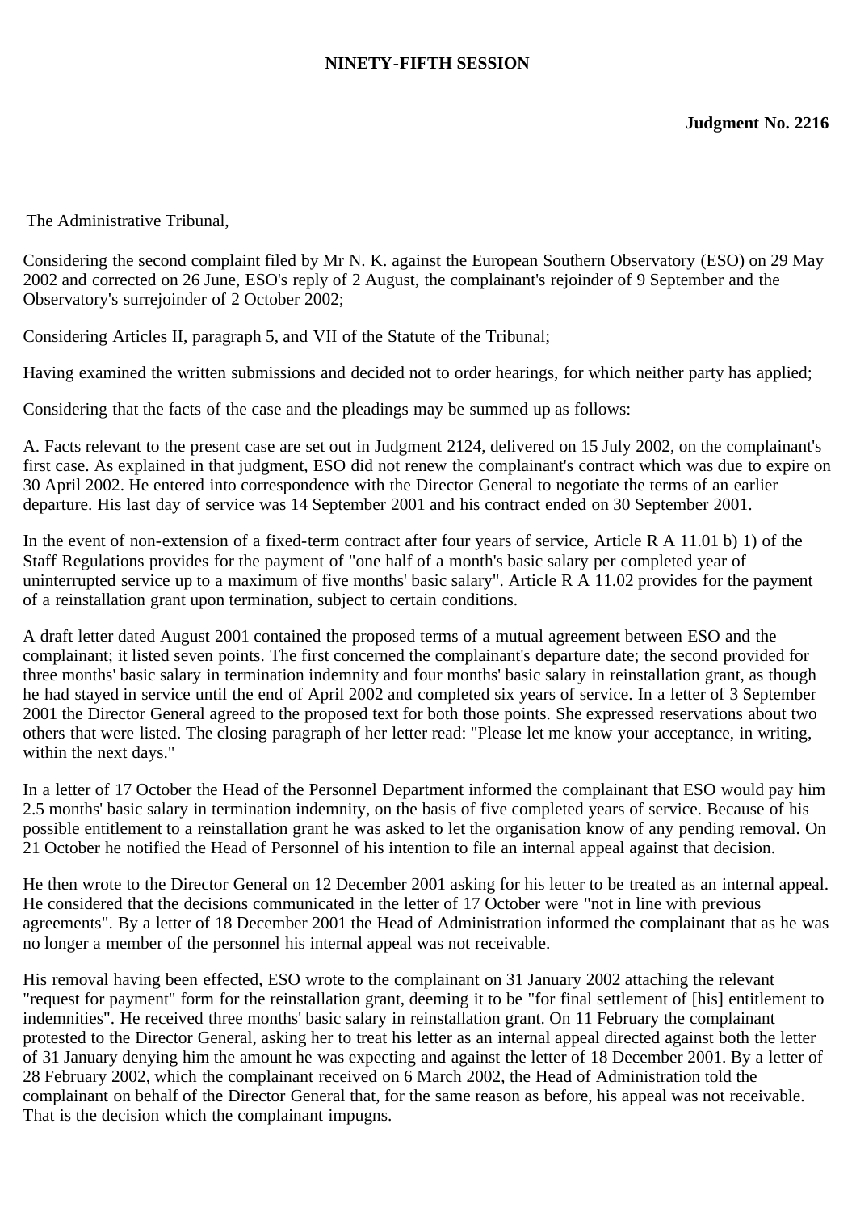**NINETY-FIFTH SESSION**

**Judgment No. 2216**

The Administrative Tribunal,

Considering the second complaint filed by Mr N. K. against the European Southern Observatory (ESO) on 29 May 2002 and corrected on 26 June, ESO's reply of 2 August, the complainant's rejoinder of 9 September and the Observatory's surrejoinder of 2 October 2002;

Considering Articles II, paragraph 5, and VII of the Statute of the Tribunal;

Having examined the written submissions and decided not to order hearings, for which neither party has applied;

Considering that the facts of the case and the pleadings may be summed up as follows:

A. Facts relevant to the present case are set out in Judgment 2124, delivered on 15 July 2002, on the complainant's first case. As explained in that judgment, ESO did not renew the complainant's contract which was due to expire on 30 April 2002. He entered into correspondence with the Director General to negotiate the terms of an earlier departure. His last day of service was 14 September 2001 and his contract ended on 30 September 2001.

In the event of non-extension of a fixed-term contract after four years of service, Article R A 11.01 b) 1) of the Staff Regulations provides for the payment of "one half of a month's basic salary per completed year of uninterrupted service up to a maximum of five months' basic salary". Article R A 11.02 provides for the payment of a reinstallation grant upon termination, subject to certain conditions.

A draft letter dated August 2001 contained the proposed terms of a mutual agreement between ESO and the complainant; it listed seven points. The first concerned the complainant's departure date; the second provided for three months' basic salary in termination indemnity and four months' basic salary in reinstallation grant, as though he had stayed in service until the end of April 2002 and completed six years of service. In a letter of 3 September 2001 the Director General agreed to the proposed text for both those points. She expressed reservations about two others that were listed. The closing paragraph of her letter read: "Please let me know your acceptance, in writing, within the next days."

In a letter of 17 October the Head of the Personnel Department informed the complainant that ESO would pay him 2.5 months' basic salary in termination indemnity, on the basis of five completed years of service. Because of his possible entitlement to a reinstallation grant he was asked to let the organisation know of any pending removal. On 21 October he notified the Head of Personnel of his intention to file an internal appeal against that decision.

He then wrote to the Director General on 12 December 2001 asking for his letter to be treated as an internal appeal. He considered that the decisions communicated in the letter of 17 October were "not in line with previous agreements". By a letter of 18 December 2001 the Head of Administration informed the complainant that as he was no longer a member of the personnel his internal appeal was not receivable.

His removal having been effected, ESO wrote to the complainant on 31 January 2002 attaching the relevant "request for payment" form for the reinstallation grant, deeming it to be "for final settlement of [his] entitlement to indemnities". He received three months' basic salary in reinstallation grant. On 11 February the complainant protested to the Director General, asking her to treat his letter as an internal appeal directed against both the letter of 31 January denying him the amount he was expecting and against the letter of 18 December 2001. By a letter of 28 February 2002, which the complainant received on 6 March 2002, the Head of Administration told the complainant on behalf of the Director General that, for the same reason as before, his appeal was not receivable. That is the decision which the complainant impugns.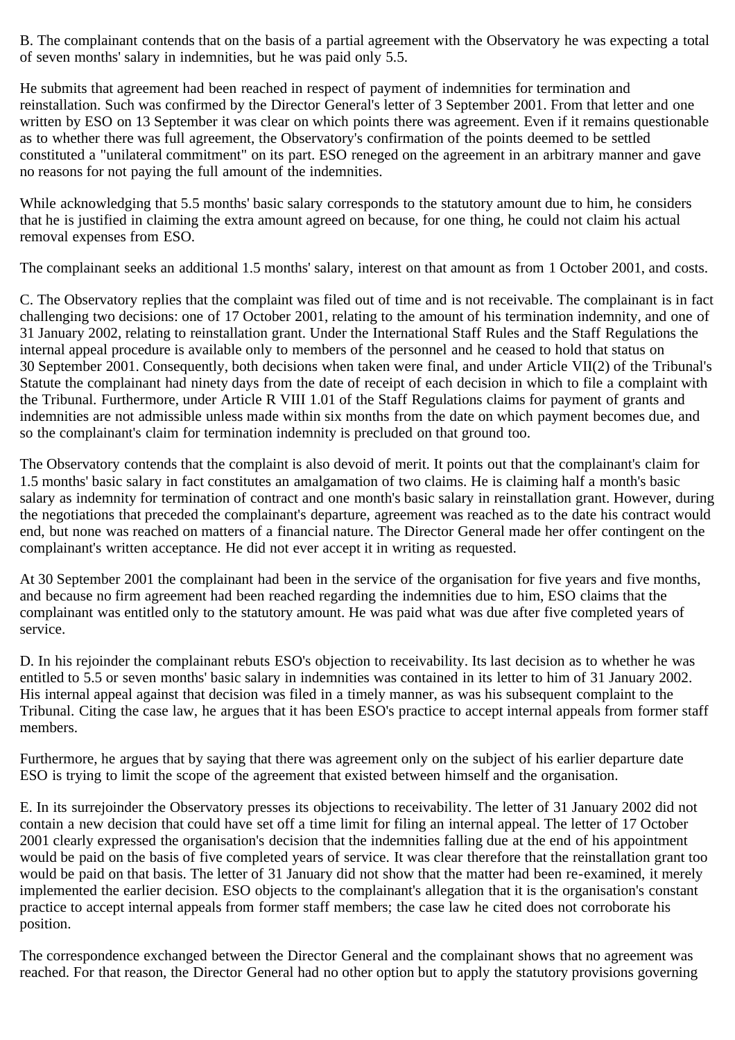B. The complainant contends that on the basis of a partial agreement with the Observatory he was expecting a total of seven months' salary in indemnities, but he was paid only 5.5.

He submits that agreement had been reached in respect of payment of indemnities for termination and reinstallation. Such was confirmed by the Director General's letter of 3 September 2001. From that letter and one written by ESO on 13 September it was clear on which points there was agreement. Even if it remains questionable as to whether there was full agreement, the Observatory's confirmation of the points deemed to be settled constituted a "unilateral commitment" on its part. ESO reneged on the agreement in an arbitrary manner and gave no reasons for not paying the full amount of the indemnities.

While acknowledging that 5.5 months' basic salary corresponds to the statutory amount due to him, he considers that he is justified in claiming the extra amount agreed on because, for one thing, he could not claim his actual removal expenses from ESO.

The complainant seeks an additional 1.5 months' salary, interest on that amount as from 1 October 2001, and costs.

C. The Observatory replies that the complaint was filed out of time and is not receivable. The complainant is in fact challenging two decisions: one of 17 October 2001, relating to the amount of his termination indemnity, and one of 31 January 2002, relating to reinstallation grant. Under the International Staff Rules and the Staff Regulations the internal appeal procedure is available only to members of the personnel and he ceased to hold that status on 30 September 2001. Consequently, both decisions when taken were final, and under Article VII(2) of the Tribunal's Statute the complainant had ninety days from the date of receipt of each decision in which to file a complaint with the Tribunal. Furthermore, under Article R VIII 1.01 of the Staff Regulations claims for payment of grants and indemnities are not admissible unless made within six months from the date on which payment becomes due, and so the complainant's claim for termination indemnity is precluded on that ground too.

The Observatory contends that the complaint is also devoid of merit. It points out that the complainant's claim for 1.5 months' basic salary in fact constitutes an amalgamation of two claims. He is claiming half a month's basic salary as indemnity for termination of contract and one month's basic salary in reinstallation grant. However, during the negotiations that preceded the complainant's departure, agreement was reached as to the date his contract would end, but none was reached on matters of a financial nature. The Director General made her offer contingent on the complainant's written acceptance. He did not ever accept it in writing as requested.

At 30 September 2001 the complainant had been in the service of the organisation for five years and five months, and because no firm agreement had been reached regarding the indemnities due to him, ESO claims that the complainant was entitled only to the statutory amount. He was paid what was due after five completed years of service.

D. In his rejoinder the complainant rebuts ESO's objection to receivability. Its last decision as to whether he was entitled to 5.5 or seven months' basic salary in indemnities was contained in its letter to him of 31 January 2002. His internal appeal against that decision was filed in a timely manner, as was his subsequent complaint to the Tribunal. Citing the case law, he argues that it has been ESO's practice to accept internal appeals from former staff members.

Furthermore, he argues that by saying that there was agreement only on the subject of his earlier departure date ESO is trying to limit the scope of the agreement that existed between himself and the organisation.

E. In its surrejoinder the Observatory presses its objections to receivability. The letter of 31 January 2002 did not contain a new decision that could have set off a time limit for filing an internal appeal. The letter of 17 October 2001 clearly expressed the organisation's decision that the indemnities falling due at the end of his appointment would be paid on the basis of five completed years of service. It was clear therefore that the reinstallation grant too would be paid on that basis. The letter of 31 January did not show that the matter had been re-examined, it merely implemented the earlier decision. ESO objects to the complainant's allegation that it is the organisation's constant practice to accept internal appeals from former staff members; the case law he cited does not corroborate his position.

The correspondence exchanged between the Director General and the complainant shows that no agreement was reached. For that reason, the Director General had no other option but to apply the statutory provisions governing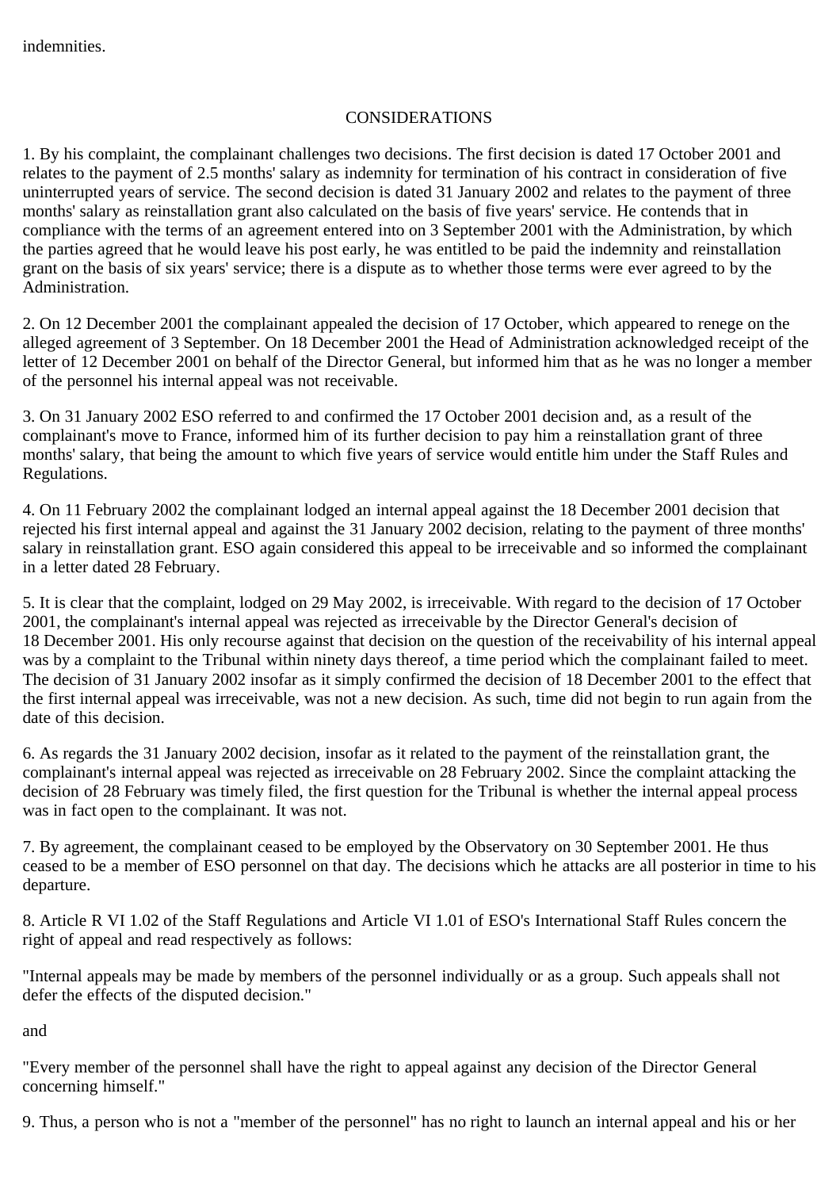indemnities.

## CONSIDERATIONS

1. By his complaint, the complainant challenges two decisions. The first decision is dated 17 October 2001 and relates to the payment of 2.5 months' salary as indemnity for termination of his contract in consideration of five uninterrupted years of service. The second decision is dated 31 January 2002 and relates to the payment of three months' salary as reinstallation grant also calculated on the basis of five years' service. He contends that in compliance with the terms of an agreement entered into on 3 September 2001 with the Administration, by which the parties agreed that he would leave his post early, he was entitled to be paid the indemnity and reinstallation grant on the basis of six years' service; there is a dispute as to whether those terms were ever agreed to by the Administration.

2. On 12 December 2001 the complainant appealed the decision of 17 October, which appeared to renege on the alleged agreement of 3 September. On 18 December 2001 the Head of Administration acknowledged receipt of the letter of 12 December 2001 on behalf of the Director General, but informed him that as he was no longer a member of the personnel his internal appeal was not receivable.

3. On 31 January 2002 ESO referred to and confirmed the 17 October 2001 decision and, as a result of the complainant's move to France, informed him of its further decision to pay him a reinstallation grant of three months' salary, that being the amount to which five years of service would entitle him under the Staff Rules and Regulations.

4. On 11 February 2002 the complainant lodged an internal appeal against the 18 December 2001 decision that rejected his first internal appeal and against the 31 January 2002 decision, relating to the payment of three months' salary in reinstallation grant. ESO again considered this appeal to be irreceivable and so informed the complainant in a letter dated 28 February.

5. It is clear that the complaint, lodged on 29 May 2002, is irreceivable. With regard to the decision of 17 October 2001, the complainant's internal appeal was rejected as irreceivable by the Director General's decision of 18 December 2001. His only recourse against that decision on the question of the receivability of his internal appeal was by a complaint to the Tribunal within ninety days thereof, a time period which the complainant failed to meet. The decision of 31 January 2002 insofar as it simply confirmed the decision of 18 December 2001 to the effect that the first internal appeal was irreceivable, was not a new decision. As such, time did not begin to run again from the date of this decision.

6. As regards the 31 January 2002 decision, insofar as it related to the payment of the reinstallation grant, the complainant's internal appeal was rejected as irreceivable on 28 February 2002. Since the complaint attacking the decision of 28 February was timely filed, the first question for the Tribunal is whether the internal appeal process was in fact open to the complainant. It was not.

7. By agreement, the complainant ceased to be employed by the Observatory on 30 September 2001. He thus ceased to be a member of ESO personnel on that day. The decisions which he attacks are all posterior in time to his departure.

8. Article R VI 1.02 of the Staff Regulations and Article VI 1.01 of ESO's International Staff Rules concern the right of appeal and read respectively as follows:

"Internal appeals may be made by members of the personnel individually or as a group. Such appeals shall not defer the effects of the disputed decision."

and

"Every member of the personnel shall have the right to appeal against any decision of the Director General concerning himself."

9. Thus, a person who is not a "member of the personnel" has no right to launch an internal appeal and his or her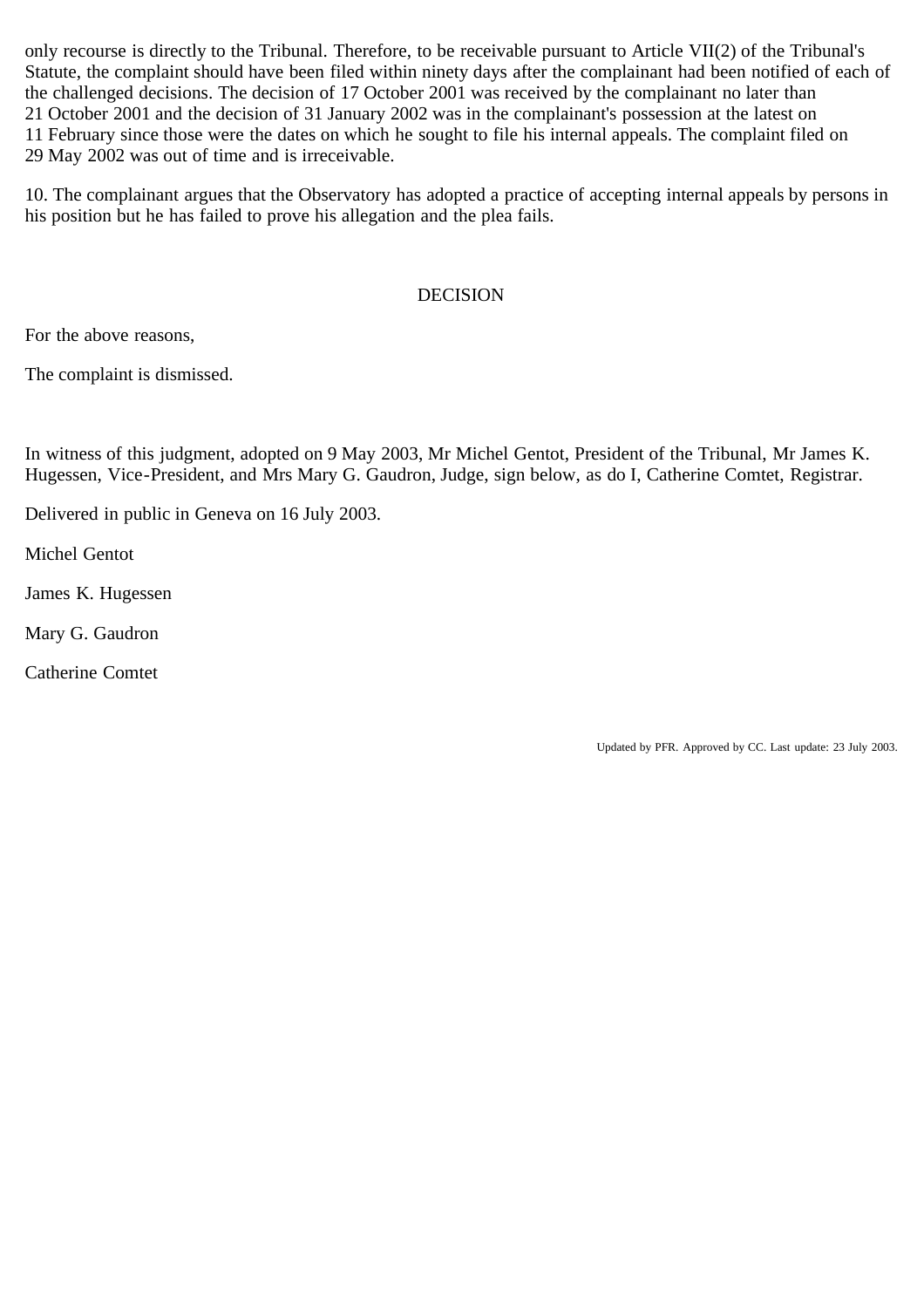only recourse is directly to the Tribunal. Therefore, to be receivable pursuant to Article VII(2) of the Tribunal's Statute, the complaint should have been filed within ninety days after the complainant had been notified of each of the challenged decisions. The decision of 17 October 2001 was received by the complainant no later than 21 October 2001 and the decision of 31 January 2002 was in the complainant's possession at the latest on 11 February since those were the dates on which he sought to file his internal appeals. The complaint filed on 29 May 2002 was out of time and is irreceivable.

10. The complainant argues that the Observatory has adopted a practice of accepting internal appeals by persons in his position but he has failed to prove his allegation and the plea fails.

## DECISION

For the above reasons,

The complaint is dismissed.

In witness of this judgment, adopted on 9 May 2003, Mr Michel Gentot, President of the Tribunal, Mr James K. Hugessen, Vice-President, and Mrs Mary G. Gaudron, Judge, sign below, as do I, Catherine Comtet, Registrar.

Delivered in public in Geneva on 16 July 2003.

Michel Gentot

James K. Hugessen

Mary G. Gaudron

Catherine Comtet

Updated by PFR. Approved by CC. Last update: 23 July 2003.